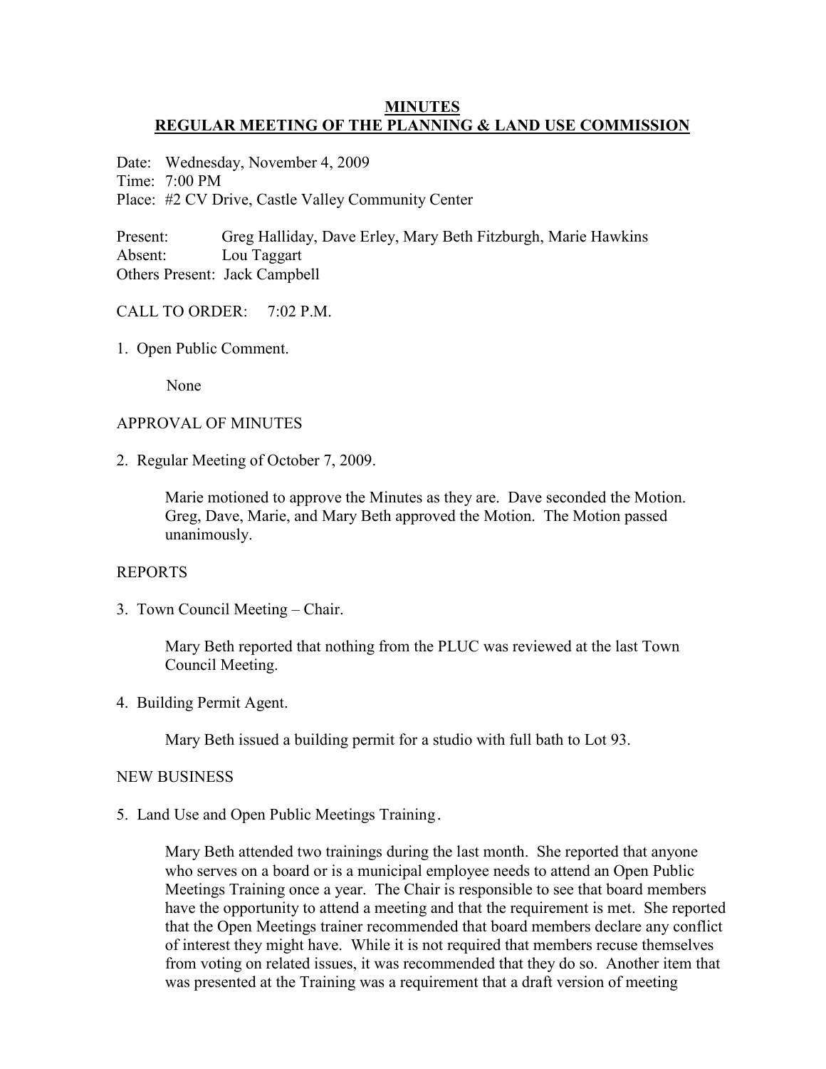# MINUTES
## REGULAR MEETING OF THE PLANNING & LAND USE COMMISSION

Date: Wednesday, November 4, 2009
Time: 7:00 PM
Place: #2 CV Drive, Castle Valley Community Center

Present: Greg Halliday, Dave Erley, Mary Beth Fitzburgh, Marie Hawkins
Absent: Lou Taggart
Others Present: Jack Campbell

CALL TO ORDER: 7:02 P.M.

1. Open Public Comment.

   None

APPROVAL OF MINUTES

2. Regular Meeting of October 7, 2009.

   Marie motioned to approve the Minutes as they are. Dave seconded the Motion. Greg, Dave, Marie, and Mary Beth approved the Motion. The Motion passed unanimously.

REPORTS

3. Town Council Meeting – Chair.

   Mary Beth reported that nothing from the PLUC was reviewed at the last Town Council Meeting.

4. Building Permit Agent.

   Mary Beth issued a building permit for a studio with full bath to Lot 93.

NEW BUSINESS

5. Land Use and Open Public Meetings Training.

   Mary Beth attended two trainings during the last month. She reported that anyone who serves on a board or is a municipal employee needs to attend an Open Public Meetings Training once a year. The Chair is responsible to see that board members have the opportunity to attend a meeting and that the requirement is met. She reported that the Open Meetings trainer recommended that board members declare any conflict of interest they might have. While it is not required that members recuse themselves from voting on related issues, it was recommended that they do so. Another item that was presented at the Training was a requirement that a draft version of meeting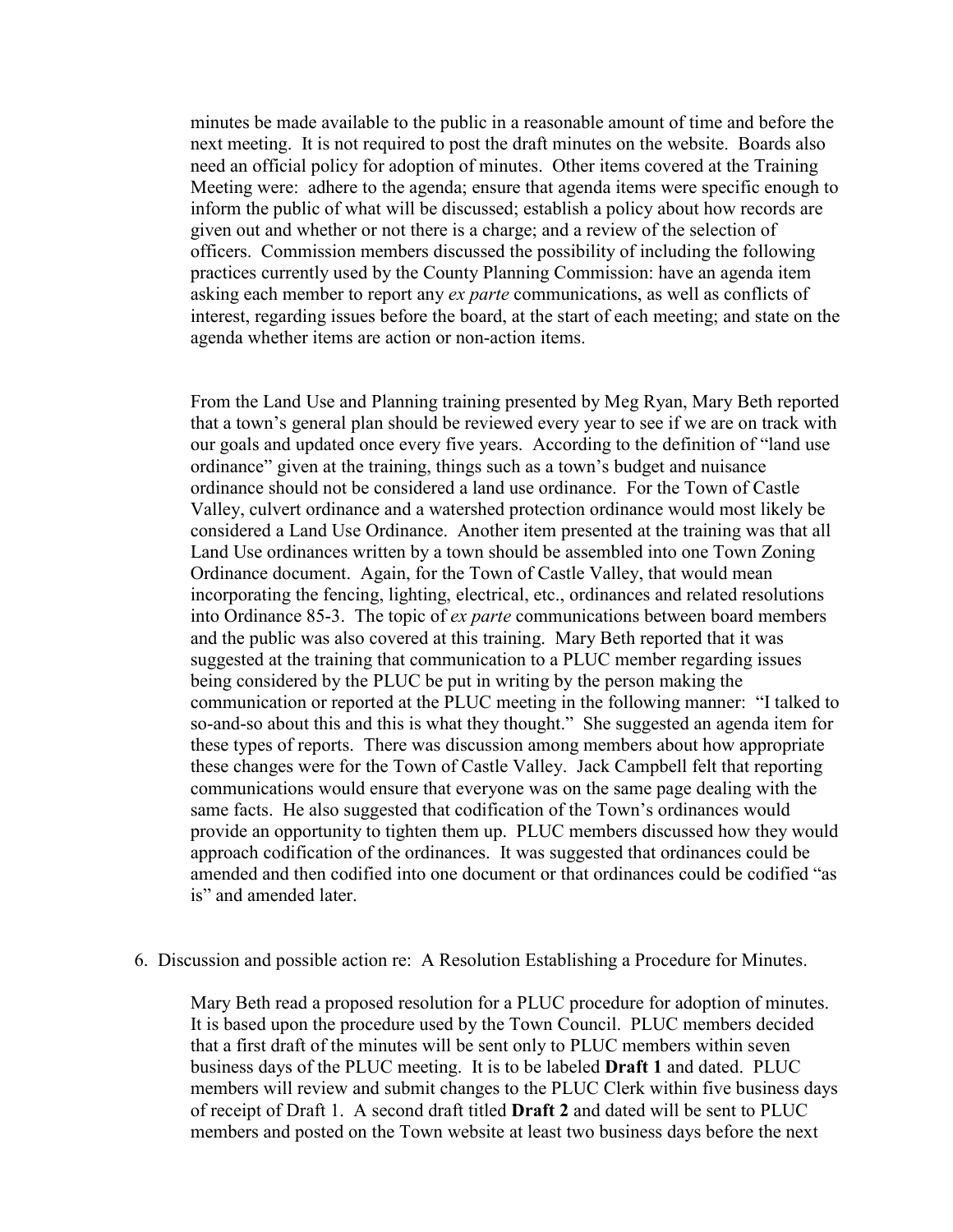minutes be made available to the public in a reasonable amount of time and before the next meeting. It is not required to post the draft minutes on the website. Boards also need an official policy for adoption of minutes. Other items covered at the Training Meeting were: adhere to the agenda; ensure that agenda items were specific enough to inform the public of what will be discussed; establish a policy about how records are given out and whether or not there is a charge; and a review of the selection of officers. Commission members discussed the possibility of including the following practices currently used by the County Planning Commission: have an agenda item asking each member to report any *ex parte* communications, as well as conflicts of interest, regarding issues before the board, at the start of each meeting; and state on the agenda whether items are action or non-action items.

From the Land Use and Planning training presented by Meg Ryan, Mary Beth reported that a town's general plan should be reviewed every year to see if we are on track with our goals and updated once every five years. According to the definition of "land use ordinance" given at the training, things such as a town's budget and nuisance ordinance should not be considered a land use ordinance. For the Town of Castle Valley, culvert ordinance and a watershed protection ordinance would most likely be considered a Land Use Ordinance. Another item presented at the training was that all Land Use ordinances written by a town should be assembled into one Town Zoning Ordinance document. Again, for the Town of Castle Valley, that would mean incorporating the fencing, lighting, electrical, etc., ordinances and related resolutions into Ordinance 85-3. The topic of *ex parte* communications between board members and the public was also covered at this training. Mary Beth reported that it was suggested at the training that communication to a PLUC member regarding issues being considered by the PLUC be put in writing by the person making the communication or reported at the PLUC meeting in the following manner: "I talked to so-and-so about this and this is what they thought." She suggested an agenda item for these types of reports. There was discussion among members about how appropriate these changes were for the Town of Castle Valley. Jack Campbell felt that reporting communications would ensure that everyone was on the same page dealing with the same facts. He also suggested that codification of the Town's ordinances would provide an opportunity to tighten them up. PLUC members discussed how they would approach codification of the ordinances. It was suggested that ordinances could be amended and then codified into one document or that ordinances could be codified "as is" and amended later.

6. Discussion and possible action re: A Resolution Establishing a Procedure for Minutes.

Mary Beth read a proposed resolution for a PLUC procedure for adoption of minutes. It is based upon the procedure used by the Town Council. PLUC members decided that a first draft of the minutes will be sent only to PLUC members within seven business days of the PLUC meeting. It is to be labeled **Draft 1** and dated. PLUC members will review and submit changes to the PLUC Clerk within five business days of receipt of Draft 1. A second draft titled **Draft 2** and dated will be sent to PLUC members and posted on the Town website at least two business days before the next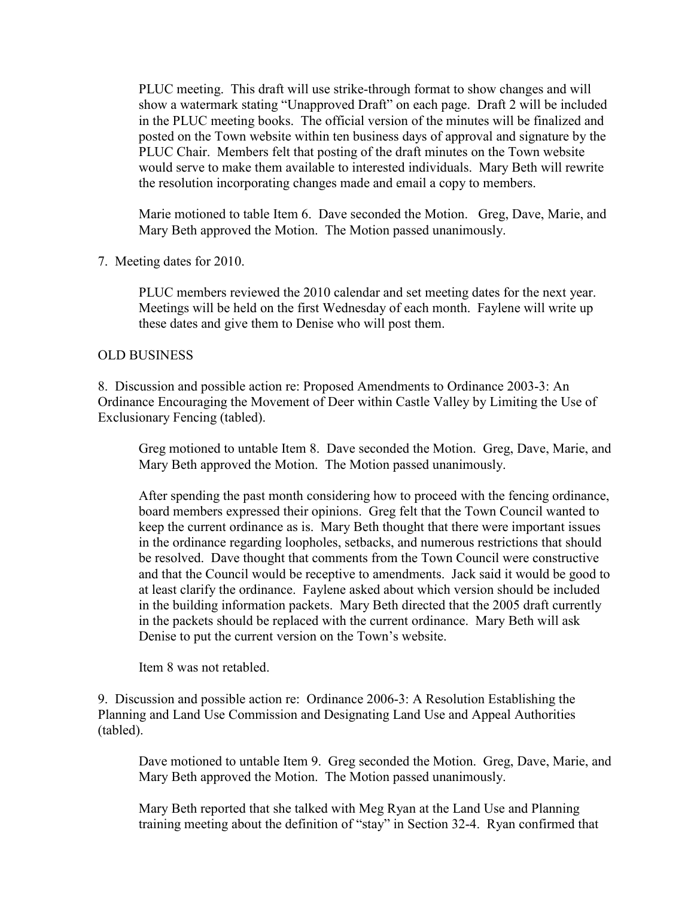PLUC meeting. This draft will use strike-through format to show changes and will show a watermark stating "Unapproved Draft" on each page. Draft 2 will be included in the PLUC meeting books. The official version of the minutes will be finalized and posted on the Town website within ten business days of approval and signature by the PLUC Chair. Members felt that posting of the draft minutes on the Town website would serve to make them available to interested individuals. Mary Beth will rewrite the resolution incorporating changes made and email a copy to members.

Marie motioned to table Item 6. Dave seconded the Motion. Greg, Dave, Marie, and Mary Beth approved the Motion. The Motion passed unanimously.

7. Meeting dates for 2010.

PLUC members reviewed the 2010 calendar and set meeting dates for the next year. Meetings will be held on the first Wednesday of each month. Faylene will write up these dates and give them to Denise who will post them.

OLD BUSINESS

8. Discussion and possible action re: Proposed Amendments to Ordinance 2003-3: An Ordinance Encouraging the Movement of Deer within Castle Valley by Limiting the Use of Exclusionary Fencing (tabled).

Greg motioned to untable Item 8. Dave seconded the Motion. Greg, Dave, Marie, and Mary Beth approved the Motion. The Motion passed unanimously.

After spending the past month considering how to proceed with the fencing ordinance, board members expressed their opinions. Greg felt that the Town Council wanted to keep the current ordinance as is. Mary Beth thought that there were important issues in the ordinance regarding loopholes, setbacks, and numerous restrictions that should be resolved. Dave thought that comments from the Town Council were constructive and that the Council would be receptive to amendments. Jack said it would be good to at least clarify the ordinance. Faylene asked about which version should be included in the building information packets. Mary Beth directed that the 2005 draft currently in the packets should be replaced with the current ordinance. Mary Beth will ask Denise to put the current version on the Town's website.

Item 8 was not retabled.

9. Discussion and possible action re: Ordinance 2006-3: A Resolution Establishing the Planning and Land Use Commission and Designating Land Use and Appeal Authorities (tabled).

Dave motioned to untable Item 9. Greg seconded the Motion. Greg, Dave, Marie, and Mary Beth approved the Motion. The Motion passed unanimously.

Mary Beth reported that she talked with Meg Ryan at the Land Use and Planning training meeting about the definition of "stay" in Section 32-4. Ryan confirmed that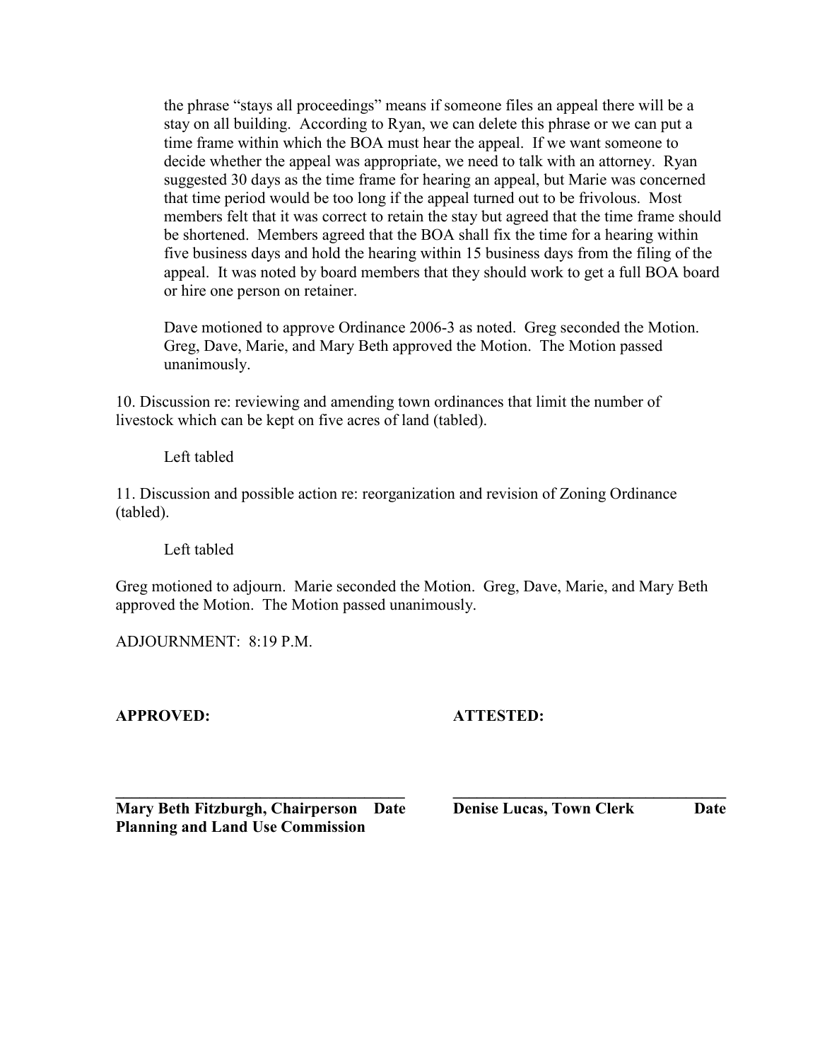the phrase "stays all proceedings" means if someone files an appeal there will be a stay on all building. According to Ryan, we can delete this phrase or we can put a time frame within which the BOA must hear the appeal. If we want someone to decide whether the appeal was appropriate, we need to talk with an attorney. Ryan suggested 30 days as the time frame for hearing an appeal, but Marie was concerned that time period would be too long if the appeal turned out to be frivolous. Most members felt that it was correct to retain the stay but agreed that the time frame should be shortened. Members agreed that the BOA shall fix the time for a hearing within five business days and hold the hearing within 15 business days from the filing of the appeal. It was noted by board members that they should work to get a full BOA board or hire one person on retainer.

Dave motioned to approve Ordinance 2006-3 as noted. Greg seconded the Motion. Greg, Dave, Marie, and Mary Beth approved the Motion. The Motion passed unanimously.

10. Discussion re: reviewing and amending town ordinances that limit the number of livestock which can be kept on five acres of land (tabled).

Left tabled

11. Discussion and possible action re: reorganization and revision of Zoning Ordinance (tabled).

Left tabled

Greg motioned to adjourn. Marie seconded the Motion. Greg, Dave, Marie, and Mary Beth approved the Motion. The Motion passed unanimously.

ADJOURNMENT: 8:19 P.M.

**APPROVED:**

\_\_\_\_\_\_\_\_\_\_\_\_\_\_\_\_\_\_\_\_\_\_\_\_\_\_\_\_\_\_\_\_\_\_\_\_\_\_

**Mary Beth Fitzburgh, Chairperson Date**
**Planning and Land Use Commission**

**ATTESTED:**

\_\_\_\_\_\_\_\_\_\_\_\_\_\_\_\_\_\_\_\_\_\_\_\_\_\_\_\_\_\_\_\_\_\_\_\_\_\_

**Denise Lucas, Town Clerk Date**